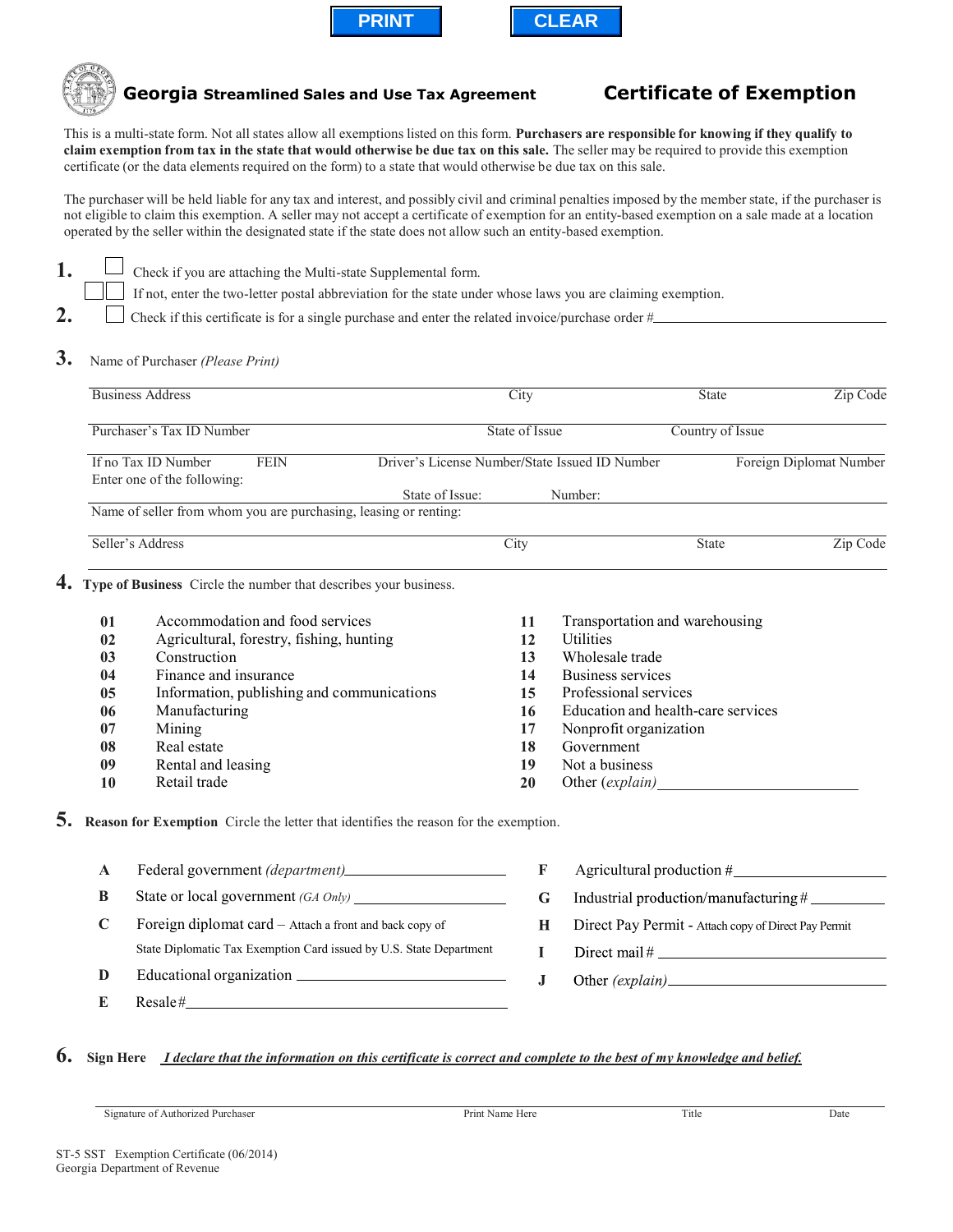PRINT CLEAR

# Georgia Streamlined Sales and Use Tax Agreement — Certificate of Exemption

This is a multi-state form. Not all states allow all exemptions listed on this form. **Purchasers are responsible for knowing if they qualify to claim exemption from tax in the state that would otherwise be due tax on this sale.** The seller may be required to provide this exemption certificate (or the data elements required on the form) to a state that would otherwise be due tax on this sale.

The purchaser will be held liable for any tax and interest, and possibly civil and criminal penalties imposed by the member state, if the purchaser is not eligible to claim this exemption. A seller may not accept a certificate of exemption for an entity-based exemption on a sale made at a location operated by the seller within the designated state if the state does not allow such an entity-based exemption.

**1.** ☐ Check if you are attaching the Multi-state Supplemental form.
☐☐ If not, enter the two-letter postal abbreviation for the state under whose laws you are claiming exemption.

**2.** ☐ Check if this certificate is for a single purchase and enter the related invoice/purchase order # ____________________

**3.** Name of Purchaser *(Please Print)*

Business Address | City | State | Zip Code

Purchaser's Tax ID Number | State of Issue | Country of Issue

If no Tax ID Number Enter one of the following: | FEIN | Driver's License Number/State Issued ID Number (State of Issue: Number:) | Foreign Diplomat Number

Name of seller from whom you are purchasing, leasing or renting:

Seller's Address | City | State | Zip Code

**4. Type of Business** Circle the number that describes your business.

| | | | |
|---|---|---|---|
| **01** | Accommodation and food services | **11** | Transportation and warehousing |
| **02** | Agricultural, forestry, fishing, hunting | **12** | Utilities |
| **03** | Construction | **13** | Wholesale trade |
| **04** | Finance and insurance | **14** | Business services |
| **05** | Information, publishing and communications | **15** | Professional services |
| **06** | Manufacturing | **16** | Education and health-care services |
| **07** | Mining | **17** | Nonprofit organization |
| **08** | Real estate | **18** | Government |
| **09** | Rental and leasing | **19** | Not a business |
| **10** | Retail trade | **20** | Other *(explain)* ____________ |

**5. Reason for Exemption** Circle the letter that identifies the reason for the exemption.

| | | | |
|---|---|---|---|
| **A** | Federal government *(department)* ____________ | **F** | Agricultural production # ____________ |
| **B** | State or local government *(GA Only)* ____________ | **G** | Industrial production/manufacturing # ____________ |
| **C** | Foreign diplomat card – Attach a front and back copy of State Diplomatic Tax Exemption Card issued by U.S. State Department | **H** | Direct Pay Permit - Attach copy of Direct Pay Permit |
| **D** | Educational organization ____________ | **I** | Direct mail # ____________ |
| **E** | Resale # ____________ | **J** | Other *(explain)* ____________ |

**6. Sign Here** ***I declare that the information on this certificate is correct and complete to the best of my knowledge and belief.***

Signature of Authorized Purchaser | Print Name Here | Title | Date

ST-5 SST Exemption Certificate (06/2014)
Georgia Department of Revenue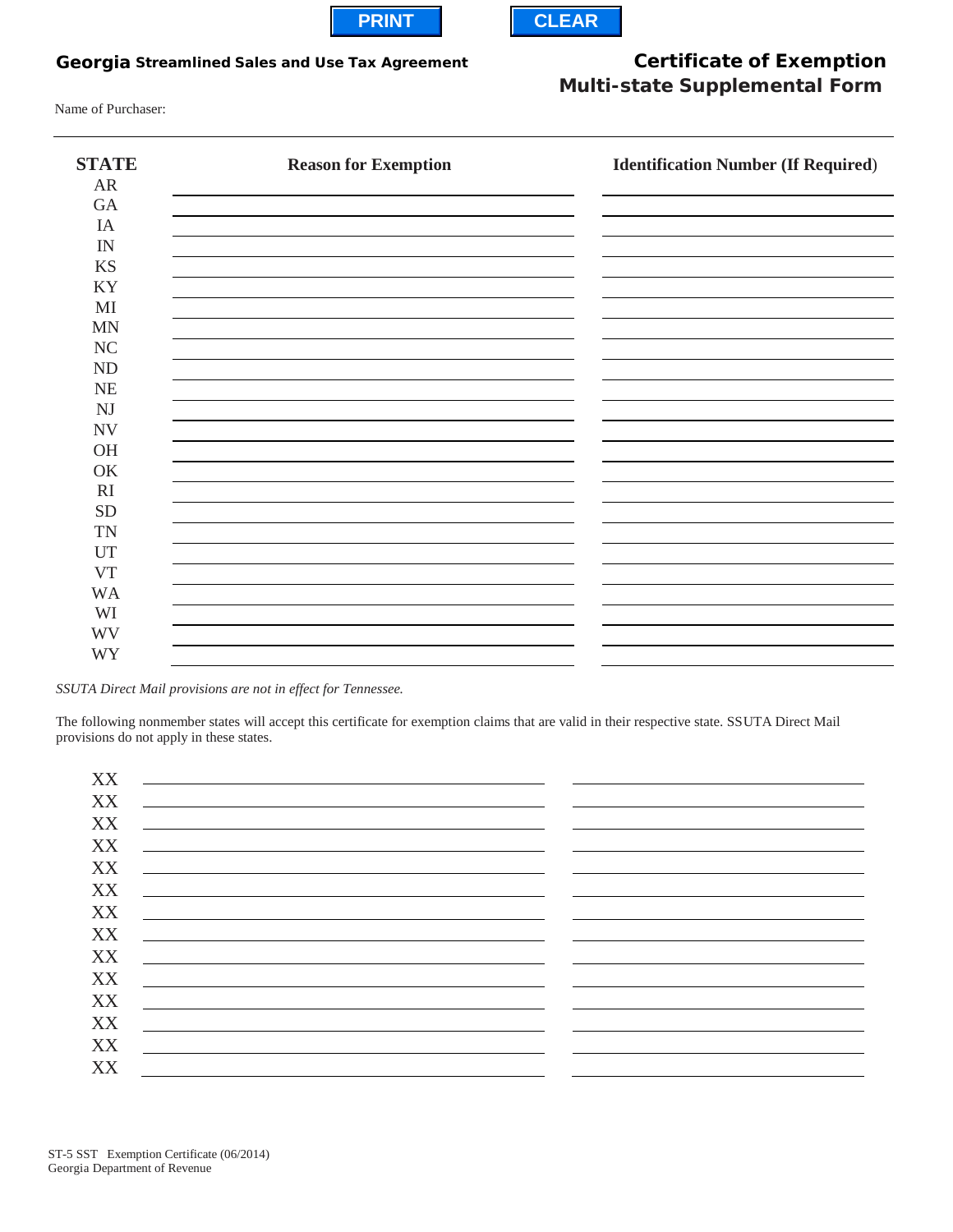PRINT CLEAR

**Georgia** **Streamlined Sales and Use Tax Agreement**

# Certificate of Exemption
## Multi-state Supplemental Form

Name of Purchaser:

| STATE | Reason for Exemption | Identification Number (If Required) |
|---|---|---|
| AR | | |
| GA | | |
| IA | | |
| IN | | |
| KS | | |
| KY | | |
| MI | | |
| MN | | |
| NC | | |
| ND | | |
| NE | | |
| NJ | | |
| NV | | |
| OH | | |
| OK | | |
| RI | | |
| SD | | |
| TN | | |
| UT | | |
| VT | | |
| WA | | |
| WI | | |
| WV | | |
| WY | | |

*SSUTA Direct Mail provisions are not in effect for Tennessee.*

The following nonmember states will accept this certificate for exemption claims that are valid in their respective state. SSUTA Direct Mail provisions do not apply in these states.

| | | |
|---|---|---|
| XX | | |
| XX | | |
| XX | | |
| XX | | |
| XX | | |
| XX | | |
| XX | | |
| XX | | |
| XX | | |
| XX | | |
| XX | | |
| XX | | |
| XX | | |
| XX | | |

ST-5 SST Exemption Certificate (06/2014)
Georgia Department of Revenue